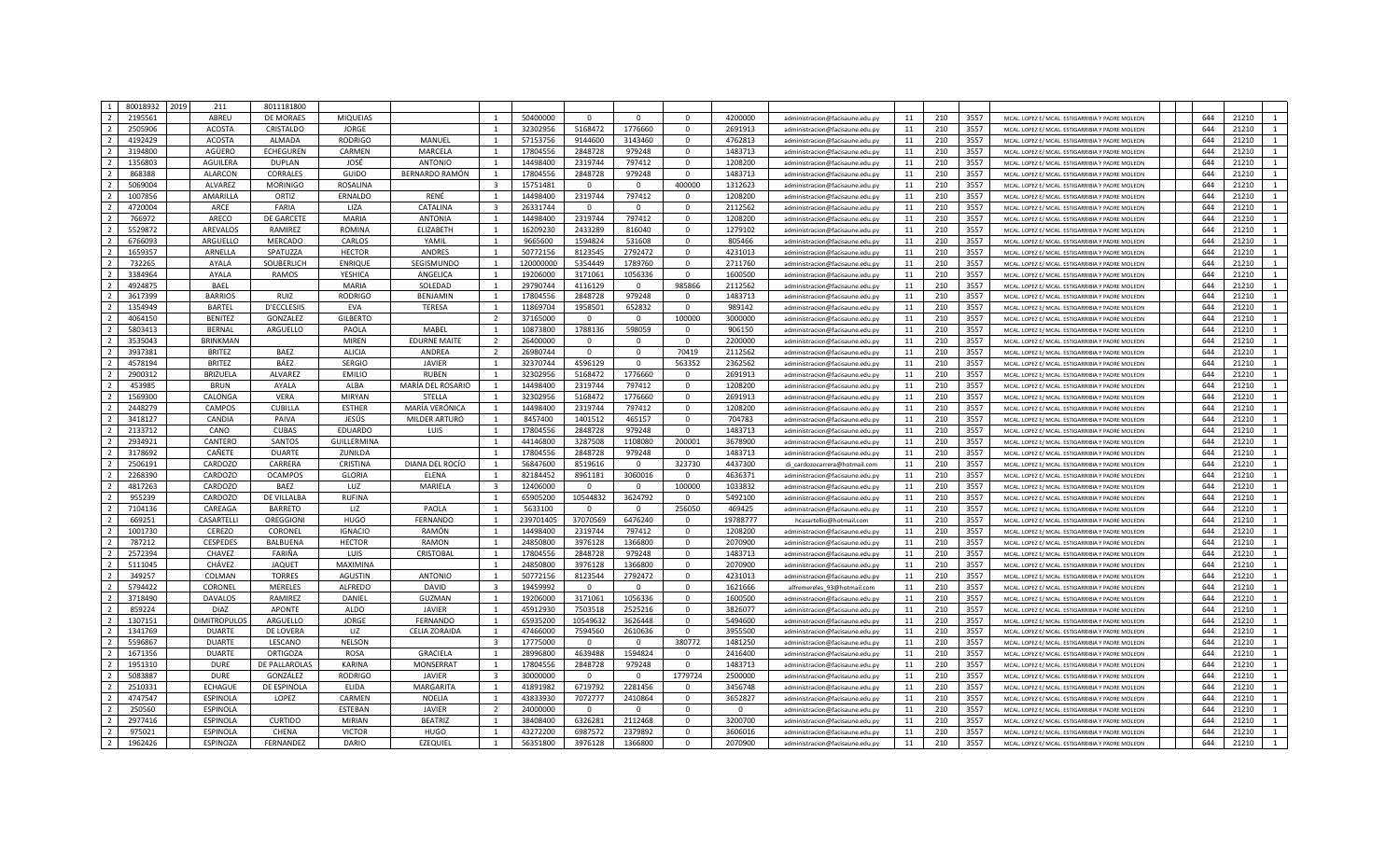| 1 | 80018932 | 2019 | 211 | 8011181800 | | | | | | | | | | | | | | | | | | | |
|---|---|---|---|---|---|---|---|---|---|---|---|---|---|---|---|---|---|---|---|---|---|---|---|
| 2 | 2195561 | | ABREU | DE MORAES | MIQUEIAS | | 1 | 50400000 | 0 | 0 | 0 | 4200000 | administracion@facisaune.edu.py | 11 | 210 | 3557 | MCAL. LOPEZ E/ MCAL. ESTIGARRIBIA Y PADRE MOLEON | | | 644 | 21210 | 1 |
| 2 | 2505906 | | ACOSTA | CRISTALDO | JORGE | | 1 | 32302956 | 5168472 | 1776660 | 0 | 2691913 | administracion@facisaune.edu.py | 11 | 210 | 3557 | MCAL. LOPEZ E/ MCAL. ESTIGARRIBIA Y PADRE MOLEON | | | 644 | 21210 | 1 |
| 2 | 4192429 | | ACOSTA | ALMADA | RODRIGO | MANUEL | 1 | 57153756 | 9144600 | 3143460 | 0 | 4762813 | administracion@facisaune.edu.py | 11 | 210 | 3557 | MCAL. LOPEZ E/ MCAL. ESTIGARRIBIA Y PADRE MOLEON | | | 644 | 21210 | 1 |
| 2 | 3194800 | | AGÜERO | ECHEGUREN | CARMEN | MARCELA | 1 | 17804556 | 2848728 | 979248 | 0 | 1483713 | administracion@facisaune.edu.py | 11 | 210 | 3557 | MCAL. LOPEZ E/ MCAL. ESTIGARRIBIA Y PADRE MOLEON | | | 644 | 21210 | 1 |
| 2 | 1356803 | | AGUILERA | DUPLAN | JOSÉ | ANTONIO | 1 | 14498400 | 2319744 | 797412 | 0 | 1208200 | administracion@facisaune.edu.py | 11 | 210 | 3557 | MCAL. LOPEZ E/ MCAL. ESTIGARRIBIA Y PADRE MOLEON | | | 644 | 21210 | 1 |
| 2 | 868388 | | ALARCON | CORRALES | GUIDO | BERNARDO RAMÓN | 1 | 17804556 | 2848728 | 979248 | 0 | 1483713 | administracion@facisaune.edu.py | 11 | 210 | 3557 | MCAL. LOPEZ E/ MCAL. ESTIGARRIBIA Y PADRE MOLEON | | | 644 | 21210 | 1 |
| 2 | 5069004 | | ALVAREZ | MORINIGO | ROSALINA | | 3 | 15751481 | 0 | 0 | 400000 | 1312623 | administracion@facisaune.edu.py | 11 | 210 | 3557 | MCAL. LOPEZ E/ MCAL. ESTIGARRIBIA Y PADRE MOLEON | | | 644 | 21210 | 1 |
| 2 | 1007856 | | AMARILLA | ORTIZ | ERNALDO | RENÉ | 1 | 14498400 | 2319744 | 797412 | 0 | 1208200 | administracion@facisaune.edu.py | 11 | 210 | 3557 | MCAL. LOPEZ E/ MCAL. ESTIGARRIBIA Y PADRE MOLEON | | | 644 | 21210 | 1 |
| 2 | 4720004 | | ARCE | FARIA | LIZA | CATALINA | 3 | 26331744 | 0 | 0 | 0 | 2112562 | administracion@facisaune.edu.py | 11 | 210 | 3557 | MCAL. LOPEZ E/ MCAL. ESTIGARRIBIA Y PADRE MOLEON | | | 644 | 21210 | 1 |
| 2 | 766972 | | ARECO | DE GARCETE | MARIA | ANTONIA | 1 | 14498400 | 2319744 | 797412 | 0 | 1208200 | administracion@facisaune.edu.py | 11 | 210 | 3557 | MCAL. LOPEZ E/ MCAL. ESTIGARRIBIA Y PADRE MOLEON | | | 644 | 21210 | 1 |
| 2 | 5529872 | | AREVALOS | RAMIREZ | ROMINA | ELIZABETH | 1 | 16209230 | 2433289 | 816040 | 0 | 1279102 | administracion@facisaune.edu.py | 11 | 210 | 3557 | MCAL. LOPEZ E/ MCAL. ESTIGARRIBIA Y PADRE MOLEON | | | 644 | 21210 | 1 |
| 2 | 6766093 | | ARGUELLO | MERCADO | CARLOS | YAMIL | 1 | 9665600 | 1594824 | 531608 | 0 | 805466 | administracion@facisaune.edu.py | 11 | 210 | 3557 | MCAL. LOPEZ E/ MCAL. ESTIGARRIBIA Y PADRE MOLEON | | | 644 | 21210 | 1 |
| 2 | 1659357 | | ARNELLA | SPATUZZA | HECTOR | ANDRES | 1 | 50772156 | 8123545 | 2792472 | 0 | 4231013 | administracion@facisaune.edu.py | 11 | 210 | 3557 | MCAL. LOPEZ E/ MCAL. ESTIGARRIBIA Y PADRE MOLEON | | | 644 | 21210 | 1 |
| 2 | 732265 | | AYALA | SOUBERLICH | ENRIQUE | SEGISMUNDO | 1 | 120000000 | 5354449 | 1789760 | 0 | 2711760 | administracion@facisaune.edu.py | 11 | 210 | 3557 | MCAL. LOPEZ E/ MCAL. ESTIGARRIBIA Y PADRE MOLEON | | | 644 | 21210 | 1 |
| 2 | 3384964 | | AYALA | RAMOS | YESHICA | ANGELICA | 1 | 19206000 | 3171061 | 1056336 | 0 | 1600500 | administracion@facisaune.edu.py | 11 | 210 | 3557 | MCAL. LOPEZ E/ MCAL. ESTIGARRIBIA Y PADRE MOLEON | | | 644 | 21210 | 1 |
| 2 | 4924875 | | BAEL | | MARIA | SOLEDAD | 1 | 29790744 | 4116129 | 0 | 985866 | 2112562 | administracion@facisaune.edu.py | 11 | 210 | 3557 | MCAL. LOPEZ E/ MCAL. ESTIGARRIBIA Y PADRE MOLEON | | | 644 | 21210 | 1 |
| 2 | 3617399 | | BARRIOS | RUIZ | RODRIGO | BENJAMIN | 1 | 17804556 | 2848728 | 979248 | 0 | 1483713 | administracion@facisaune.edu.py | 11 | 210 | 3557 | MCAL. LOPEZ E/ MCAL. ESTIGARRIBIA Y PADRE MOLEON | | | 644 | 21210 | 1 |
| 2 | 1354949 | | BARTEL | D'ECCLESIIS | EVA | TERESA | 1 | 11869704 | 1958501 | 652832 | 0 | 989142 | administracion@facisaune.edu.py | 11 | 210 | 3557 | MCAL. LOPEZ E/ MCAL. ESTIGARRIBIA Y PADRE MOLEON | | | 644 | 21210 | 1 |
| 2 | 4064150 | | BENITEZ | GONZALEZ | GILBERTO | | 2 | 37165000 | 0 | 0 | 100000 | 3000000 | administracion@facisaune.edu.py | 11 | 210 | 3557 | MCAL. LOPEZ E/ MCAL. ESTIGARRIBIA Y PADRE MOLEON | | | 644 | 21210 | 1 |
| 2 | 5803413 | | BERNAL | ARGUELLO | PAOLA | MABEL | 1 | 10873800 | 1788136 | 598059 | 0 | 906150 | administracion@facisaune.edu.py | 11 | 210 | 3557 | MCAL. LOPEZ E/ MCAL. ESTIGARRIBIA Y PADRE MOLEON | | | 644 | 21210 | 1 |
| 2 | 3535043 | | BRINKMAN | | MIREN | EDURNE MAITE | 2 | 26400000 | 0 | 0 | 0 | 2200000 | administracion@facisaune.edu.py | 11 | 210 | 3557 | MCAL. LOPEZ E/ MCAL. ESTIGARRIBIA Y PADRE MOLEON | | | 644 | 21210 | 1 |
| 2 | 3937381 | | BRITEZ | BAEZ | ALICIA | ANDREA | 2 | 26980744 | 0 | 0 | 70419 | 2112562 | administracion@facisaune.edu.py | 11 | 210 | 3557 | MCAL. LOPEZ E/ MCAL. ESTIGARRIBIA Y PADRE MOLEON | | | 644 | 21210 | 1 |
| 2 | 4578194 | | BRITEZ | BÁEZ | SERGIO | JAVIER | 1 | 32370744 | 4596129 | 0 | 563352 | 2362562 | administracion@facisaune.edu.py | 11 | 210 | 3557 | MCAL. LOPEZ E/ MCAL. ESTIGARRIBIA Y PADRE MOLEON | | | 644 | 21210 | 1 |
| 2 | 2900312 | | BRIZUELA | ALVAREZ | EMILIO | RUBEN | 1 | 32302956 | 5168472 | 1776660 | 0 | 2691913 | administracion@facisaune.edu.py | 11 | 210 | 3557 | MCAL. LOPEZ E/ MCAL. ESTIGARRIBIA Y PADRE MOLEON | | | 644 | 21210 | 1 |
| 2 | 453985 | | BRUN | AYALA | ALBA | MARÍA DEL ROSARIO | 1 | 14498400 | 2319744 | 797412 | 0 | 1208200 | administracion@facisaune.edu.py | 11 | 210 | 3557 | MCAL. LOPEZ E/ MCAL. ESTIGARRIBIA Y PADRE MOLEON | | | 644 | 21210 | 1 |
| 2 | 1569300 | | CALONGA | VERA | MIRYAN | STELLA | 1 | 32302956 | 5168472 | 1776660 | 0 | 2691913 | administracion@facisaune.edu.py | 11 | 210 | 3557 | MCAL. LOPEZ E/ MCAL. ESTIGARRIBIA Y PADRE MOLEON | | | 644 | 21210 | 1 |
| 2 | 2448279 | | CAMPOS | CUBILLA | ESTHER | MARÍA VERÓNICA | 1 | 14498400 | 2319744 | 797412 | 0 | 1208200 | administracion@facisaune.edu.py | 11 | 210 | 3557 | MCAL. LOPEZ E/ MCAL. ESTIGARRIBIA Y PADRE MOLEON | | | 644 | 21210 | 1 |
| 2 | 3418127 | | CANDIA | PAIVA | JESÚS | MILDER ARTURO | 1 | 8457400 | 1401512 | 465157 | 0 | 704783 | administracion@facisaune.edu.py | 11 | 210 | 3557 | MCAL. LOPEZ E/ MCAL. ESTIGARRIBIA Y PADRE MOLEON | | | 644 | 21210 | 1 |
| 2 | 2133712 | | CANO | CUBAS | EDUARDO | LUIS | 1 | 17804556 | 2848728 | 979248 | 0 | 1483713 | administracion@facisaune.edu.py | 11 | 210 | 3557 | MCAL. LOPEZ E/ MCAL. ESTIGARRIBIA Y PADRE MOLEON | | | 644 | 21210 | 1 |
| 2 | 2934921 | | CANTERO | SANTOS | GUILLERMINA | | 1 | 44146800 | 3287508 | 1108080 | 200001 | 3678900 | administracion@facisaune.edu.py | 11 | 210 | 3557 | MCAL. LOPEZ E/ MCAL. ESTIGARRIBIA Y PADRE MOLEON | | | 644 | 21210 | 1 |
| 2 | 3178692 | | CAÑETE | DUARTE | ZUNILDA | | 1 | 17804556 | 2848728 | 979248 | 0 | 1483713 | administracion@facisaune.edu.py | 11 | 210 | 3557 | MCAL. LOPEZ E/ MCAL. ESTIGARRIBIA Y PADRE MOLEON | | | 644 | 21210 | 1 |
| 2 | 2506191 | | CARDOZO | CARRERA | CRISTINA | DIANA DEL ROCÍO | 1 | 56847600 | 8519616 | 0 | 323730 | 4437300 | di_cardozocarrera@hotmail.com | 11 | 210 | 3557 | MCAL. LOPEZ E/ MCAL. ESTIGARRIBIA Y PADRE MOLEON | | | 644 | 21210 | 1 |
| 2 | 2268390 | | CARDOZO | OCAMPOS | GLORIA | ELENA | 1 | 82184452 | 8961181 | 3060016 | 0 | 4636371 | administracion@facisaune.edu.py | 11 | 210 | 3557 | MCAL. LOPEZ E/ MCAL. ESTIGARRIBIA Y PADRE MOLEON | | | 644 | 21210 | 1 |
| 2 | 4817263 | | CARDOZO | BAEZ | LUZ | MARIELA | 3 | 12406000 | 0 | 0 | 100000 | 1033832 | administracion@facisaune.edu.py | 11 | 210 | 3557 | MCAL. LOPEZ E/ MCAL. ESTIGARRIBIA Y PADRE MOLEON | | | 644 | 21210 | 1 |
| 2 | 955239 | | CARDOZO | DE VILLALBA | RUFINA | | 1 | 65905200 | 10544832 | 3624792 | 0 | 5492100 | administracion@facisaune.edu.py | 11 | 210 | 3557 | MCAL. LOPEZ E/ MCAL. ESTIGARRIBIA Y PADRE MOLEON | | | 644 | 21210 | 1 |
| 2 | 7104136 | | CAREAGA | BARRETO | LIZ | PAOLA | 1 | 5633100 | 0 | 0 | 256050 | 469425 | administracion@facisaune.edu.py | 11 | 210 | 3557 | MCAL. LOPEZ E/ MCAL. ESTIGARRIBIA Y PADRE MOLEON | | | 644 | 21210 | 1 |
| 2 | 669251 | | CASARTELLI | OREGGIONI | HUGO | FERNANDO | 1 | 239701405 | 37070569 | 6476240 | 0 | 19788777 | hcasartellio@hotmail.com | 11 | 210 | 3557 | MCAL. LOPEZ E/ MCAL. ESTIGARRIBIA Y PADRE MOLEON | | | 644 | 21210 | 1 |
| 2 | 1001730 | | CEREZO | CORONEL | IGNACIO | RAMÓN | 1 | 14498400 | 2319744 | 797412 | 0 | 1208200 | administracion@facisaune.edu.py | 11 | 210 | 3557 | MCAL. LOPEZ E/ MCAL. ESTIGARRIBIA Y PADRE MOLEON | | | 644 | 21210 | 1 |
| 2 | 787212 | | CESPEDES | BALBUENA | HECTOR | RAMON | 1 | 24850800 | 3976128 | 1366800 | 0 | 2070900 | administracion@facisaune.edu.py | 11 | 210 | 3557 | MCAL. LOPEZ E/ MCAL. ESTIGARRIBIA Y PADRE MOLEON | | | 644 | 21210 | 1 |
| 2 | 2572394 | | CHAVEZ | FARIÑA | LUIS | CRISTOBAL | 1 | 17804556 | 2848728 | 979248 | 0 | 1483713 | administracion@facisaune.edu.py | 11 | 210 | 3557 | MCAL. LOPEZ E/ MCAL. ESTIGARRIBIA Y PADRE MOLEON | | | 644 | 21210 | 1 |
| 2 | 5111045 | | CHÁVEZ | JAQUET | MAXIMINA | | 1 | 24850800 | 3976128 | 1366800 | 0 | 2070900 | administracion@facisaune.edu.py | 11 | 210 | 3557 | MCAL. LOPEZ E/ MCAL. ESTIGARRIBIA Y PADRE MOLEON | | | 644 | 21210 | 1 |
| 2 | 349257 | | COLMAN | TORRES | AGUSTIN | ANTONIO | 1 | 50772156 | 8123544 | 2792472 | 0 | 4231013 | administracion@facisaune.edu.py | 11 | 210 | 3557 | MCAL. LOPEZ E/ MCAL. ESTIGARRIBIA Y PADRE MOLEON | | | 644 | 21210 | 1 |
| 2 | 5794422 | | CORONEL | MERELES | ALFREDO | DAVID | 3 | 19459992 | 0 | 0 | 0 | 1621666 | alfremereles_93@hotmail.com | 11 | 210 | 3557 | MCAL. LOPEZ E/ MCAL. ESTIGARRIBIA Y PADRE MOLEON | | | 644 | 21210 | 1 |
| 2 | 3718490 | | DAVALOS | RAMIREZ | DANIEL | GUZMAN | 1 | 19206000 | 3171061 | 1056336 | 0 | 1600500 | administracion@facisaune.edu.py | 11 | 210 | 3557 | MCAL. LOPEZ E/ MCAL. ESTIGARRIBIA Y PADRE MOLEON | | | 644 | 21210 | 1 |
| 2 | 859224 | | DIAZ | APONTE | ALDO | JAVIER | 1 | 45912930 | 7503518 | 2525216 | 0 | 3826077 | administracion@facisaune.edu.py | 11 | 210 | 3557 | MCAL. LOPEZ E/ MCAL. ESTIGARRIBIA Y PADRE MOLEON | | | 644 | 21210 | 1 |
| 2 | 1307151 | | DIMITROPULOS | ARGUELLO | JORGE | FERNANDO | 1 | 65935200 | 10549632 | 3626448 | 0 | 5494600 | administracion@facisaune.edu.py | 11 | 210 | 3557 | MCAL. LOPEZ E/ MCAL. ESTIGARRIBIA Y PADRE MOLEON | | | 644 | 21210 | 1 |
| 2 | 1341769 | | DUARTE | DE LOVERA | LIZ | CELIA ZORAIDA | 1 | 47466000 | 7594560 | 2610636 | 0 | 3955500 | administracion@facisaune.edu.py | 11 | 210 | 3557 | MCAL. LOPEZ E/ MCAL. ESTIGARRIBIA Y PADRE MOLEON | | | 644 | 21210 | 1 |
| 2 | 5596867 | | DUARTE | LESCANO | NELSON | | 3 | 17775000 | 0 | 0 | 380772 | 1481250 | administracion@facisaune.edu.py | 11 | 210 | 3557 | MCAL. LOPEZ E/ MCAL. ESTIGARRIBIA Y PADRE MOLEON | | | 644 | 21210 | 1 |
| 2 | 1671356 | | DUARTE | ORTIGOZA | ROSA | GRACIELA | 1 | 28996800 | 4639488 | 1594824 | 0 | 2416400 | administracion@facisaune.edu.py | 11 | 210 | 3557 | MCAL. LOPEZ E/ MCAL. ESTIGARRIBIA Y PADRE MOLEON | | | 644 | 21210 | 1 |
| 2 | 1951310 | | DURE | DE PALLAROLAS | KARINA | MONSERRAT | 1 | 17804556 | 2848728 | 979248 | 0 | 1483713 | administracion@facisaune.edu.py | 11 | 210 | 3557 | MCAL. LOPEZ E/ MCAL. ESTIGARRIBIA Y PADRE MOLEON | | | 644 | 21210 | 1 |
| 2 | 5083887 | | DURE | GONZÁLEZ | RODRIGO | JAVIER | 3 | 30000000 | 0 | 0 | 1779724 | 2500000 | administracion@facisaune.edu.py | 11 | 210 | 3557 | MCAL. LOPEZ E/ MCAL. ESTIGARRIBIA Y PADRE MOLEON | | | 644 | 21210 | 1 |
| 2 | 2510331 | | ECHAGUE | DE ESPINOLA | ELIDA | MARGARITA | 1 | 41891982 | 6719792 | 2281456 | 0 | 3456748 | administracion@facisaune.edu.py | 11 | 210 | 3557 | MCAL. LOPEZ E/ MCAL. ESTIGARRIBIA Y PADRE MOLEON | | | 644 | 21210 | 1 |
| 2 | 4747547 | | ESPINOLA | LOPEZ | CARMEN | NOELIA | 1 | 43833930 | 7072777 | 2410864 | 0 | 3652827 | administracion@facisaune.edu.py | 11 | 210 | 3557 | MCAL. LOPEZ E/ MCAL. ESTIGARRIBIA Y PADRE MOLEON | | | 644 | 21210 | 1 |
| 2 | 250560 | | ESPINOLA | | ESTEBAN | JAVIER | 2 | 24000000 | 0 | 0 | 0 | 0 | administracion@facisaune.edu.py | 11 | 210 | 3557 | MCAL. LOPEZ E/ MCAL. ESTIGARRIBIA Y PADRE MOLEON | | | 644 | 21210 | 1 |
| 2 | 2977416 | | ESPINOLA | CURTIDO | MIRIAN | BEATRIZ | 1 | 38408400 | 6326281 | 2112468 | 0 | 3200700 | administracion@facisaune.edu.py | 11 | 210 | 3557 | MCAL. LOPEZ E/ MCAL. ESTIGARRIBIA Y PADRE MOLEON | | | 644 | 21210 | 1 |
| 2 | 975021 | | ESPINOLA | CHENA | VICTOR | HUGO | 1 | 43272200 | 6987572 | 2379892 | 0 | 3606016 | administracion@facisaune.edu.py | 11 | 210 | 3557 | MCAL. LOPEZ E/ MCAL. ESTIGARRIBIA Y PADRE MOLEON | | | 644 | 21210 | 1 |
| 2 | 1962426 | | ESPINOZA | FERNANDEZ | DARIO | EZEQUIEL | 1 | 56351800 | 3976128 | 1366800 | 0 | 2070900 | administracion@facisaune.edu.py | 11 | 210 | 3557 | MCAL. LOPEZ E/ MCAL. ESTIGARRIBIA Y PADRE MOLEON | | | 644 | 21210 | 1 |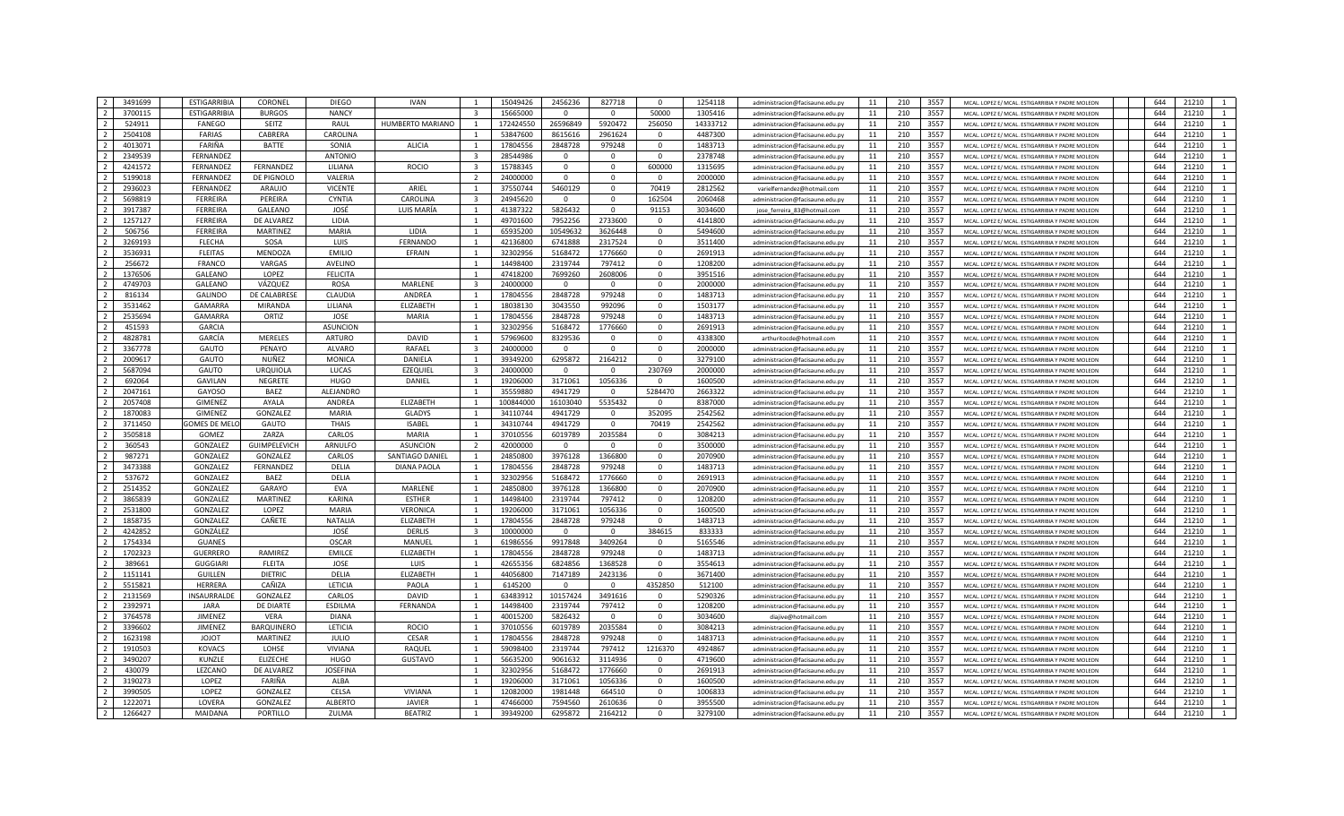| | | | | | | | | | | | | | | | | | | | | |
|---|---|---|---|---|---|---|---|---|---|---|---|---|---|---|---|---|---|---|---|---|
| 2 | 3491699 | ESTIGARRIBIA | CORONEL | DIEGO | IVAN | 1 | 15049426 | 2456236 | 827718 | 0 | 1254118 | administracion@facisaune.edu.py | 11 | 210 | 3557 | MCAL. LOPEZ E/ MCAL. ESTIGARRIBIA Y PADRE MOLEON | | 644 | 21210 | 1 |
| 2 | 3700115 | ESTIGARRIBIA | BURGOS | NANCY | | 3 | 15665000 | 0 | 0 | 50000 | 1305416 | administracion@facisaune.edu.py | 11 | 210 | 3557 | MCAL. LOPEZ E/ MCAL. ESTIGARRIBIA Y PADRE MOLEON | | 644 | 21210 | 1 |
| 2 | 524911 | FANEGO | SEITZ | RAUL | HUMBERTO MARIANO | 1 | 172424550 | 26596849 | 5920472 | 256050 | 14333712 | administracion@facisaune.edu.py | 11 | 210 | 3557 | MCAL. LOPEZ E/ MCAL. ESTIGARRIBIA Y PADRE MOLEON | | 644 | 21210 | 1 |
| 2 | 2504108 | FARIAS | CABRERA | CAROLINA | | 1 | 53847600 | 8615616 | 2961624 | 0 | 4487300 | administracion@facisaune.edu.py | 11 | 210 | 3557 | MCAL. LOPEZ E/ MCAL. ESTIGARRIBIA Y PADRE MOLEON | | 644 | 21210 | 1 |
| 2 | 4013071 | FARIÑA | BATTE | SONIA | ALICIA | 1 | 17804556 | 2848728 | 979248 | 0 | 1483713 | administracion@facisaune.edu.py | 11 | 210 | 3557 | MCAL. LOPEZ E/ MCAL. ESTIGARRIBIA Y PADRE MOLEON | | 644 | 21210 | 1 |
| 2 | 2349539 | FERNANDEZ | | ANTONIO | | 3 | 28544986 | 0 | 0 | 0 | 2378748 | administracion@facisaune.edu.py | 11 | 210 | 3557 | MCAL. LOPEZ E/ MCAL. ESTIGARRIBIA Y PADRE MOLEON | | 644 | 21210 | 1 |
| 2 | 4241572 | FERNANDEZ | FERNANDEZ | LILIANA | ROCIO | 3 | 15788345 | 0 | 0 | 600000 | 1315695 | administracion@facisaune.edu.py | 11 | 210 | 3557 | MCAL. LOPEZ E/ MCAL. ESTIGARRIBIA Y PADRE MOLEON | | 644 | 21210 | 1 |
| 2 | 5199018 | FERNANDEZ | DE PIGNOLO | VALERIA | | 2 | 24000000 | 0 | 0 | 0 | 2000000 | administracion@facisaune.edu.py | 11 | 210 | 3557 | MCAL. LOPEZ E/ MCAL. ESTIGARRIBIA Y PADRE MOLEON | | 644 | 21210 | 1 |
| 2 | 2936023 | FERNANDEZ | ARAUJO | VICENTE | ARIEL | 1 | 37550744 | 5460129 | 0 | 70419 | 2812562 | varielfernandez@hotmail.com | 11 | 210 | 3557 | MCAL. LOPEZ E/ MCAL. ESTIGARRIBIA Y PADRE MOLEON | | 644 | 21210 | 1 |
| 2 | 5698819 | FERREIRA | PEREIRA | CYNTIA | CAROLINA | 3 | 24945620 | 0 | 0 | 162504 | 2060468 | administracion@facisaune.edu.py | 11 | 210 | 3557 | MCAL. LOPEZ E/ MCAL. ESTIGARRIBIA Y PADRE MOLEON | | 644 | 21210 | 1 |
| 2 | 3917387 | FERREIRA | GALEANO | JOSÉ | LUIS MARÍA | 1 | 41387322 | 5826432 | 0 | 91153 | 3034600 | jose_ferreira_83@hotmail.com | 11 | 210 | 3557 | MCAL. LOPEZ E/ MCAL. ESTIGARRIBIA Y PADRE MOLEON | | 644 | 21210 | 1 |
| 2 | 1257127 | FERREIRA | DE ALVAREZ | LIDIA | | 1 | 49701600 | 7952256 | 2733600 | 0 | 4141800 | administracion@facisaune.edu.py | 11 | 210 | 3557 | MCAL. LOPEZ E/ MCAL. ESTIGARRIBIA Y PADRE MOLEON | | 644 | 21210 | 1 |
| 2 | 506756 | FERREIRA | MARTINEZ | MARIA | LIDIA | 1 | 65935200 | 10549632 | 3626448 | 0 | 5494600 | administracion@facisaune.edu.py | 11 | 210 | 3557 | MCAL. LOPEZ E/ MCAL. ESTIGARRIBIA Y PADRE MOLEON | | 644 | 21210 | 1 |
| 2 | 3269193 | FLECHA | SOSA | LUIS | FERNANDO | 1 | 42136800 | 6741888 | 2317524 | 0 | 3511400 | administracion@facisaune.edu.py | 11 | 210 | 3557 | MCAL. LOPEZ E/ MCAL. ESTIGARRIBIA Y PADRE MOLEON | | 644 | 21210 | 1 |
| 2 | 3536931 | FLEITAS | MENDOZA | EMILIO | EFRAIN | 1 | 32302956 | 5168472 | 1776660 | 0 | 2691913 | administracion@facisaune.edu.py | 11 | 210 | 3557 | MCAL. LOPEZ E/ MCAL. ESTIGARRIBIA Y PADRE MOLEON | | 644 | 21210 | 1 |
| 2 | 256672 | FRANCO | VARGAS | AVELINO | | 1 | 14498400 | 2319744 | 797412 | 0 | 1208200 | administracion@facisaune.edu.py | 11 | 210 | 3557 | MCAL. LOPEZ E/ MCAL. ESTIGARRIBIA Y PADRE MOLEON | | 644 | 21210 | 1 |
| 2 | 1376506 | GALEANO | LOPEZ | FELICITA | | 1 | 47418200 | 7699260 | 2608006 | 0 | 3951516 | administracion@facisaune.edu.py | 11 | 210 | 3557 | MCAL. LOPEZ E/ MCAL. ESTIGARRIBIA Y PADRE MOLEON | | 644 | 21210 | 1 |
| 2 | 4749703 | GALEANO | VÁZQUEZ | ROSA | MARLENE | 3 | 24000000 | 0 | 0 | 0 | 2000000 | administracion@facisaune.edu.py | 11 | 210 | 3557 | MCAL. LOPEZ E/ MCAL. ESTIGARRIBIA Y PADRE MOLEON | | 644 | 21210 | 1 |
| 2 | 816134 | GALINDO | DE CALABRESE | CLAUDIA | ANDREA | 1 | 17804556 | 2848728 | 979248 | 0 | 1483713 | administracion@facisaune.edu.py | 11 | 210 | 3557 | MCAL. LOPEZ E/ MCAL. ESTIGARRIBIA Y PADRE MOLEON | | 644 | 21210 | 1 |
| 2 | 3531462 | GAMARRA | MIRANDA | LILIANA | ELIZABETH | 1 | 18038130 | 3043550 | 992096 | 0 | 1503177 | administracion@facisaune.edu.py | 11 | 210 | 3557 | MCAL. LOPEZ E/ MCAL. ESTIGARRIBIA Y PADRE MOLEON | | 644 | 21210 | 1 |
| 2 | 2535694 | GAMARRA | ORTIZ | JOSE | MARIA | 1 | 17804556 | 2848728 | 979248 | 0 | 1483713 | administracion@facisaune.edu.py | 11 | 210 | 3557 | MCAL. LOPEZ E/ MCAL. ESTIGARRIBIA Y PADRE MOLEON | | 644 | 21210 | 1 |
| 2 | 451593 | GARCIA | | ASUNCION | | 1 | 32302956 | 5168472 | 1776660 | 0 | 2691913 | administracion@facisaune.edu.py | 11 | 210 | 3557 | MCAL. LOPEZ E/ MCAL. ESTIGARRIBIA Y PADRE MOLEON | | 644 | 21210 | 1 |
| 2 | 4828781 | GARCÍA | MERELES | ARTURO | DAVID | 1 | 57969600 | 8329536 | 0 | 0 | 4338300 | arthuritocde@hotmail.com | 11 | 210 | 3557 | MCAL. LOPEZ E/ MCAL. ESTIGARRIBIA Y PADRE MOLEON | | 644 | 21210 | 1 |
| 2 | 3367778 | GAUTO | PENAYO | ALVARO | RAFAEL | 3 | 24000000 | 0 | 0 | 0 | 2000000 | administracion@facisaune.edu.py | 11 | 210 | 3557 | MCAL. LOPEZ E/ MCAL. ESTIGARRIBIA Y PADRE MOLEON | | 644 | 21210 | 1 |
| 2 | 2009617 | GAUTO | NUÑEZ | MONICA | DANIELA | 1 | 39349200 | 6295872 | 2164212 | 0 | 3279100 | administracion@facisaune.edu.py | 11 | 210 | 3557 | MCAL. LOPEZ E/ MCAL. ESTIGARRIBIA Y PADRE MOLEON | | 644 | 21210 | 1 |
| 2 | 5687094 | GAUTO | URQUIOLA | LUCAS | EZEQUIEL | 3 | 24000000 | 0 | 0 | 230769 | 2000000 | administracion@facisaune.edu.py | 11 | 210 | 3557 | MCAL. LOPEZ E/ MCAL. ESTIGARRIBIA Y PADRE MOLEON | | 644 | 21210 | 1 |
| 2 | 692064 | GAVILAN | NEGRETE | HUGO | DANIEL | 1 | 19206000 | 3171061 | 1056336 | 0 | 1600500 | administracion@facisaune.edu.py | 11 | 210 | 3557 | MCAL. LOPEZ E/ MCAL. ESTIGARRIBIA Y PADRE MOLEON | | 644 | 21210 | 1 |
| 2 | 2047161 | GAYOSO | BAEZ | ALEJANDRO | | 1 | 35559880 | 4941729 | 0 | 5284470 | 2663322 | administracion@facisaune.edu.py | 11 | 210 | 3557 | MCAL. LOPEZ E/ MCAL. ESTIGARRIBIA Y PADRE MOLEON | | 644 | 21210 | 1 |
| 2 | 2057408 | GIMENEZ | AYALA | ANDREA | ELIZABETH | 1 | 100844000 | 16103040 | 5535432 | 0 | 8387000 | administracion@facisaune.edu.py | 11 | 210 | 3557 | MCAL. LOPEZ E/ MCAL. ESTIGARRIBIA Y PADRE MOLEON | | 644 | 21210 | 1 |
| 2 | 1870083 | GIMENEZ | GONZALEZ | MARIA | GLADYS | 1 | 34110744 | 4941729 | 0 | 352095 | 2542562 | administracion@facisaune.edu.py | 11 | 210 | 3557 | MCAL. LOPEZ E/ MCAL. ESTIGARRIBIA Y PADRE MOLEON | | 644 | 21210 | 1 |
| 2 | 3711450 | GOMES DE MELO | GAUTO | THAIS | ISABEL | 1 | 34310744 | 4941729 | 0 | 70419 | 2542562 | administracion@facisaune.edu.py | 11 | 210 | 3557 | MCAL. LOPEZ E/ MCAL. ESTIGARRIBIA Y PADRE MOLEON | | 644 | 21210 | 1 |
| 2 | 3505818 | GOMEZ | ZARZA | CARLOS | MARIA | 1 | 37010556 | 6019789 | 2035584 | 0 | 3084213 | administracion@facisaune.edu.py | 11 | 210 | 3557 | MCAL. LOPEZ E/ MCAL. ESTIGARRIBIA Y PADRE MOLEON | | 644 | 21210 | 1 |
| 2 | 360543 | GONZALEZ | GUIMPELEVICH | ARNULFO | ASUNCION | 2 | 42000000 | 0 | 0 | 0 | 3500000 | administracion@facisaune.edu.py | 11 | 210 | 3557 | MCAL. LOPEZ E/ MCAL. ESTIGARRIBIA Y PADRE MOLEON | | 644 | 21210 | 1 |
| 2 | 987271 | GONZALEZ | GONZALEZ | CARLOS | SANTIAGO DANIEL | 1 | 24850800 | 3976128 | 1366800 | 0 | 2070900 | administracion@facisaune.edu.py | 11 | 210 | 3557 | MCAL. LOPEZ E/ MCAL. ESTIGARRIBIA Y PADRE MOLEON | | 644 | 21210 | 1 |
| 2 | 3473388 | GONZALEZ | FERNANDEZ | DELIA | DIANA PAOLA | 1 | 17804556 | 2848728 | 979248 | 0 | 1483713 | administracion@facisaune.edu.py | 11 | 210 | 3557 | MCAL. LOPEZ E/ MCAL. ESTIGARRIBIA Y PADRE MOLEON | | 644 | 21210 | 1 |
| 2 | 537672 | GONZALEZ | BAEZ | DELIA | | 1 | 32302956 | 5168472 | 1776660 | 0 | 2691913 | administracion@facisaune.edu.py | 11 | 210 | 3557 | MCAL. LOPEZ E/ MCAL. ESTIGARRIBIA Y PADRE MOLEON | | 644 | 21210 | 1 |
| 2 | 2514352 | GONZALEZ | GARAYO | EVA | MARLENE | 1 | 24850800 | 3976128 | 1366800 | 0 | 2070900 | administracion@facisaune.edu.py | 11 | 210 | 3557 | MCAL. LOPEZ E/ MCAL. ESTIGARRIBIA Y PADRE MOLEON | | 644 | 21210 | 1 |
| 2 | 3865839 | GONZALEZ | MARTINEZ | KARINA | ESTHER | 1 | 14498400 | 2319744 | 797412 | 0 | 1208200 | administracion@facisaune.edu.py | 11 | 210 | 3557 | MCAL. LOPEZ E/ MCAL. ESTIGARRIBIA Y PADRE MOLEON | | 644 | 21210 | 1 |
| 2 | 2531800 | GONZALEZ | LOPEZ | MARIA | VERONICA | 1 | 19206000 | 3171061 | 1056336 | 0 | 1600500 | administracion@facisaune.edu.py | 11 | 210 | 3557 | MCAL. LOPEZ E/ MCAL. ESTIGARRIBIA Y PADRE MOLEON | | 644 | 21210 | 1 |
| 2 | 1858735 | GONZALEZ | CAÑETE | NATALIA | ELIZABETH | 1 | 17804556 | 2848728 | 979248 | 0 | 1483713 | administracion@facisaune.edu.py | 11 | 210 | 3557 | MCAL. LOPEZ E/ MCAL. ESTIGARRIBIA Y PADRE MOLEON | | 644 | 21210 | 1 |
| 2 | 4242852 | GONZÁLEZ | | JOSÉ | DERLIS | 3 | 10000000 | 0 | 0 | 384615 | 833333 | administracion@facisaune.edu.py | 11 | 210 | 3557 | MCAL. LOPEZ E/ MCAL. ESTIGARRIBIA Y PADRE MOLEON | | 644 | 21210 | 1 |
| 2 | 1754334 | GUANES | | OSCAR | MANUEL | 1 | 61986556 | 9917848 | 3409264 | 0 | 5165546 | administracion@facisaune.edu.py | 11 | 210 | 3557 | MCAL. LOPEZ E/ MCAL. ESTIGARRIBIA Y PADRE MOLEON | | 644 | 21210 | 1 |
| 2 | 1702323 | GUERRERO | RAMIREZ | EMILCE | ELIZABETH | 1 | 17804556 | 2848728 | 979248 | 0 | 1483713 | administracion@facisaune.edu.py | 11 | 210 | 3557 | MCAL. LOPEZ E/ MCAL. ESTIGARRIBIA Y PADRE MOLEON | | 644 | 21210 | 1 |
| 2 | 389661 | GUGGIARI | FLEITA | JOSE | LUIS | 1 | 42655356 | 6824856 | 1368528 | 0 | 3554613 | administracion@facisaune.edu.py | 11 | 210 | 3557 | MCAL. LOPEZ E/ MCAL. ESTIGARRIBIA Y PADRE MOLEON | | 644 | 21210 | 1 |
| 2 | 1151141 | GUILLEN | DIETRIC | DELIA | ELIZABETH | 1 | 44056800 | 7147189 | 2423136 | 0 | 3671400 | administracion@facisaune.edu.py | 11 | 210 | 3557 | MCAL. LOPEZ E/ MCAL. ESTIGARRIBIA Y PADRE MOLEON | | 644 | 21210 | 1 |
| 2 | 5515821 | HERRERA | CAÑIZA | LETICIA | PAOLA | 1 | 6145200 | 0 | 0 | 4352850 | 512100 | administracion@facisaune.edu.py | 11 | 210 | 3557 | MCAL. LOPEZ E/ MCAL. ESTIGARRIBIA Y PADRE MOLEON | | 644 | 21210 | 1 |
| 2 | 2131569 | INSAURRALDE | GONZALEZ | CARLOS | DAVID | 1 | 63483912 | 10157424 | 3491616 | 0 | 5290326 | administracion@facisaune.edu.py | 11 | 210 | 3557 | MCAL. LOPEZ E/ MCAL. ESTIGARRIBIA Y PADRE MOLEON | | 644 | 21210 | 1 |
| 2 | 2392971 | JARA | DE DIARTE | ESDILMA | FERNANDA | 1 | 14498400 | 2319744 | 797412 | 0 | 1208200 | administracion@facisaune.edu.py | 11 | 210 | 3557 | MCAL. LOPEZ E/ MCAL. ESTIGARRIBIA Y PADRE MOLEON | | 644 | 21210 | 1 |
| 2 | 3764578 | JIMENEZ | VERA | DIANA | | 1 | 40015200 | 5826432 | 0 | 0 | 3034600 | diajive@hotmail.com | 11 | 210 | 3557 | MCAL. LOPEZ E/ MCAL. ESTIGARRIBIA Y PADRE MOLEON | | 644 | 21210 | 1 |
| 2 | 3396602 | JIMENEZ | BARQUINERO | LETICIA | ROCIO | 1 | 37010556 | 6019789 | 2035584 | 0 | 3084213 | administracion@facisaune.edu.py | 11 | 210 | 3557 | MCAL. LOPEZ E/ MCAL. ESTIGARRIBIA Y PADRE MOLEON | | 644 | 21210 | 1 |
| 2 | 1623198 | JOJOT | MARTINEZ | JULIO | CESAR | 1 | 17804556 | 2848728 | 979248 | 0 | 1483713 | administracion@facisaune.edu.py | 11 | 210 | 3557 | MCAL. LOPEZ E/ MCAL. ESTIGARRIBIA Y PADRE MOLEON | | 644 | 21210 | 1 |
| 2 | 1910503 | KOVACS | LOHSE | VIVIANA | RAQUEL | 1 | 59098400 | 2319744 | 797412 | 1216370 | 4924867 | administracion@facisaune.edu.py | 11 | 210 | 3557 | MCAL. LOPEZ E/ MCAL. ESTIGARRIBIA Y PADRE MOLEON | | 644 | 21210 | 1 |
| 2 | 3490207 | KUNZLE | ELIZECHE | HUGO | GUSTAVO | 1 | 56635200 | 9061632 | 3114936 | 0 | 4719600 | administracion@facisaune.edu.py | 11 | 210 | 3557 | MCAL. LOPEZ E/ MCAL. ESTIGARRIBIA Y PADRE MOLEON | | 644 | 21210 | 1 |
| 2 | 430079 | LEZCANO | DE ALVAREZ | JOSEFINA | | 1 | 32302956 | 5168472 | 1776660 | 0 | 2691913 | administracion@facisaune.edu.py | 11 | 210 | 3557 | MCAL. LOPEZ E/ MCAL. ESTIGARRIBIA Y PADRE MOLEON | | 644 | 21210 | 1 |
| 2 | 3190273 | LOPEZ | FARIÑA | ALBA | | 1 | 19206000 | 3171061 | 1056336 | 0 | 1600500 | administracion@facisaune.edu.py | 11 | 210 | 3557 | MCAL. LOPEZ E/ MCAL. ESTIGARRIBIA Y PADRE MOLEON | | 644 | 21210 | 1 |
| 2 | 3990505 | LOPEZ | GONZALEZ | CELSA | VIVIANA | 1 | 12082000 | 1981448 | 664510 | 0 | 1006833 | administracion@facisaune.edu.py | 11 | 210 | 3557 | MCAL. LOPEZ E/ MCAL. ESTIGARRIBIA Y PADRE MOLEON | | 644 | 21210 | 1 |
| 2 | 1222071 | LOVERA | GONZALEZ | ALBERTO | JAVIER | 1 | 47466000 | 7594560 | 2610636 | 0 | 3955500 | administracion@facisaune.edu.py | 11 | 210 | 3557 | MCAL. LOPEZ E/ MCAL. ESTIGARRIBIA Y PADRE MOLEON | | 644 | 21210 | 1 |
| 2 | 1266427 | MAIDANA | PORTILLO | ZULMA | BEATRIZ | 1 | 39349200 | 6295872 | 2164212 | 0 | 3279100 | administracion@facisaune.edu.py | 11 | 210 | 3557 | MCAL. LOPEZ E/ MCAL. ESTIGARRIBIA Y PADRE MOLEON | | 644 | 21210 | 1 |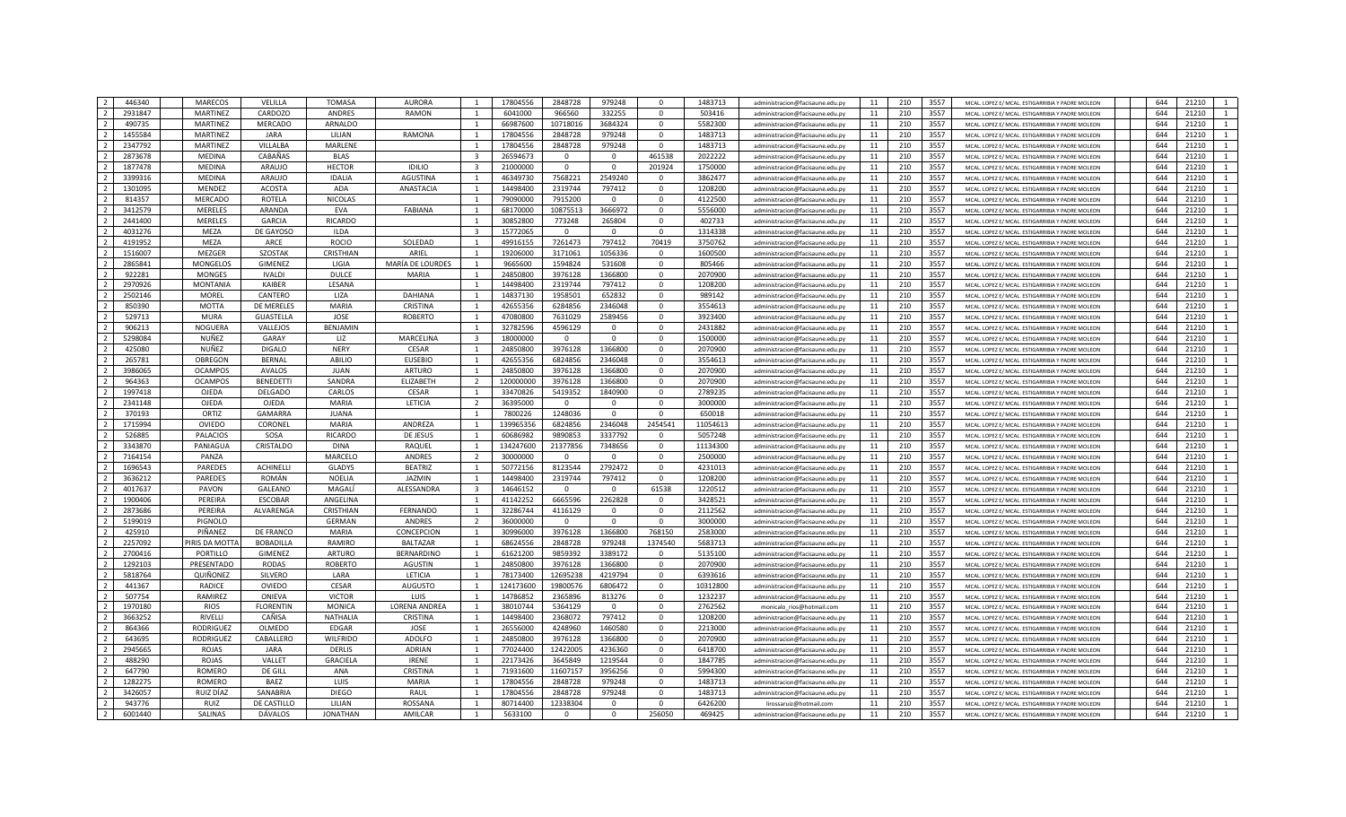| | | | | | | | | | | | | | | | | | | | | |
|---|---|---|---|---|---|---|---|---|---|---|---|---|---|---|---|---|---|---|---|---|
| 2 | 446340 | MARECOS | VELILLA | TOMASA | AURORA | 1 | 17804556 | 2848728 | 979248 | 0 | 1483713 | administracion@facisaune.edu.py | 11 | 210 | 3557 | MCAL. LOPEZ E/ MCAL. ESTIGARRIBIA Y PADRE MOLEON | | 644 | 21210 | 1 |
| 2 | 2931847 | MARTINEZ | CARDOZO | ANDRES | RAMON | 1 | 6041000 | 966560 | 332255 | 0 | 503416 | administracion@facisaune.edu.py | 11 | 210 | 3557 | MCAL. LOPEZ E/ MCAL. ESTIGARRIBIA Y PADRE MOLEON | | 644 | 21210 | 1 |
| 2 | 490735 | MARTINEZ | MERCADO | ARNALDO | | 1 | 66987600 | 10718016 | 3684324 | 0 | 5582300 | administracion@facisaune.edu.py | 11 | 210 | 3557 | MCAL. LOPEZ E/ MCAL. ESTIGARRIBIA Y PADRE MOLEON | | 644 | 21210 | 1 |
| 2 | 1455584 | MARTINEZ | JARA | LILIAN | RAMONA | 1 | 17804556 | 2848728 | 979248 | 0 | 1483713 | administracion@facisaune.edu.py | 11 | 210 | 3557 | MCAL. LOPEZ E/ MCAL. ESTIGARRIBIA Y PADRE MOLEON | | 644 | 21210 | 1 |
| 2 | 2347792 | MARTINEZ | VILLALBA | MARLENE | | 1 | 17804556 | 2848728 | 979248 | 0 | 1483713 | administracion@facisaune.edu.py | 11 | 210 | 3557 | MCAL. LOPEZ E/ MCAL. ESTIGARRIBIA Y PADRE MOLEON | | 644 | 21210 | 1 |
| 2 | 2873678 | MEDINA | CABAÑAS | BLAS | | 3 | 26594673 | 0 | 0 | 461538 | 2022222 | administracion@facisaune.edu.py | 11 | 210 | 3557 | MCAL. LOPEZ E/ MCAL. ESTIGARRIBIA Y PADRE MOLEON | | 644 | 21210 | 1 |
| 2 | 1877478 | MEDINA | ARAUJO | HECTOR | IDILIO | 3 | 21000000 | 0 | 0 | 201924 | 1750000 | administracion@facisaune.edu.py | 11 | 210 | 3557 | MCAL. LOPEZ E/ MCAL. ESTIGARRIBIA Y PADRE MOLEON | | 644 | 21210 | 1 |
| 2 | 3399316 | MEDINA | ARAUJO | IDALIA | AGUSTINA | 1 | 46349730 | 7568221 | 2549240 | 0 | 3862477 | administracion@facisaune.edu.py | 11 | 210 | 3557 | MCAL. LOPEZ E/ MCAL. ESTIGARRIBIA Y PADRE MOLEON | | 644 | 21210 | 1 |
| 2 | 1301095 | MENDEZ | ACOSTA | ADA | ANASTACIA | 1 | 14498400 | 2319744 | 797412 | 0 | 1208200 | administracion@facisaune.edu.py | 11 | 210 | 3557 | MCAL. LOPEZ E/ MCAL. ESTIGARRIBIA Y PADRE MOLEON | | 644 | 21210 | 1 |
| 2 | 814357 | MERCADO | ROTELA | NICOLAS | | 1 | 79090000 | 7915200 | 0 | 0 | 4122500 | administracion@facisaune.edu.py | 11 | 210 | 3557 | MCAL. LOPEZ E/ MCAL. ESTIGARRIBIA Y PADRE MOLEON | | 644 | 21210 | 1 |
| 2 | 3412579 | MERELES | ARANDA | EVA | FABIANA | 1 | 68170000 | 10875513 | 3666972 | 0 | 5556000 | administracion@facisaune.edu.py | 11 | 210 | 3557 | MCAL. LOPEZ E/ MCAL. ESTIGARRIBIA Y PADRE MOLEON | | 644 | 21210 | 1 |
| 2 | 2441400 | MERELES | GARCIA | RICARDO | | 1 | 30852800 | 773248 | 265804 | 0 | 402733 | administracion@facisaune.edu.py | 11 | 210 | 3557 | MCAL. LOPEZ E/ MCAL. ESTIGARRIBIA Y PADRE MOLEON | | 644 | 21210 | 1 |
| 2 | 4031276 | MEZA | DE GAYOSO | ILDA | | 3 | 15772065 | 0 | 0 | 0 | 1314338 | administracion@facisaune.edu.py | 11 | 210 | 3557 | MCAL. LOPEZ E/ MCAL. ESTIGARRIBIA Y PADRE MOLEON | | 644 | 21210 | 1 |
| 2 | 4191952 | MEZA | ARCE | ROCIO | SOLEDAD | 1 | 49916155 | 7261473 | 797412 | 70419 | 3750762 | administracion@facisaune.edu.py | 11 | 210 | 3557 | MCAL. LOPEZ E/ MCAL. ESTIGARRIBIA Y PADRE MOLEON | | 644 | 21210 | 1 |
| 2 | 1516007 | MEZGER | SZOSTAK | CRISTHIAN | ARIEL | 1 | 19206000 | 3171061 | 1056336 | 0 | 1600500 | administracion@facisaune.edu.py | 11 | 210 | 3557 | MCAL. LOPEZ E/ MCAL. ESTIGARRIBIA Y PADRE MOLEON | | 644 | 21210 | 1 |
| 2 | 2865841 | MONGELOS | GIMENEZ | LIGIA | MARÍA DE LOURDES | 1 | 9665600 | 1594824 | 531608 | 0 | 805466 | administracion@facisaune.edu.py | 11 | 210 | 3557 | MCAL. LOPEZ E/ MCAL. ESTIGARRIBIA Y PADRE MOLEON | | 644 | 21210 | 1 |
| 2 | 922281 | MONGES | IVALDI | DULCE | MARIA | 1 | 24850800 | 3976128 | 1366800 | 0 | 2070900 | administracion@facisaune.edu.py | 11 | 210 | 3557 | MCAL. LOPEZ E/ MCAL. ESTIGARRIBIA Y PADRE MOLEON | | 644 | 21210 | 1 |
| 2 | 2970926 | MONTANIA | KAIBER | LESANA | | 1 | 14498400 | 2319744 | 797412 | 0 | 1208200 | administracion@facisaune.edu.py | 11 | 210 | 3557 | MCAL. LOPEZ E/ MCAL. ESTIGARRIBIA Y PADRE MOLEON | | 644 | 21210 | 1 |
| 2 | 2502146 | MOREL | CANTERO | LIZA | DAHIANA | 1 | 14837130 | 1958501 | 652832 | 0 | 989142 | administracion@facisaune.edu.py | 11 | 210 | 3557 | MCAL. LOPEZ E/ MCAL. ESTIGARRIBIA Y PADRE MOLEON | | 644 | 21210 | 1 |
| 2 | 850390 | MOTTA | DE MERELES | MARIA | CRISTINA | 1 | 42655356 | 6284856 | 2346048 | 0 | 3554613 | administracion@facisaune.edu.py | 11 | 210 | 3557 | MCAL. LOPEZ E/ MCAL. ESTIGARRIBIA Y PADRE MOLEON | | 644 | 21210 | 1 |
| 2 | 529713 | MURA | GUASTELLA | JOSE | ROBERTO | 1 | 47080800 | 7631029 | 2589456 | 0 | 3923400 | administracion@facisaune.edu.py | 11 | 210 | 3557 | MCAL. LOPEZ E/ MCAL. ESTIGARRIBIA Y PADRE MOLEON | | 644 | 21210 | 1 |
| 2 | 906213 | NOGUERA | VALLEJOS | BENJAMIN | | 1 | 32782596 | 4596129 | 0 | 0 | 2431882 | administracion@facisaune.edu.py | 11 | 210 | 3557 | MCAL. LOPEZ E/ MCAL. ESTIGARRIBIA Y PADRE MOLEON | | 644 | 21210 | 1 |
| 2 | 5298084 | NUÑEZ | GARAY | LIZ | MARCELINA | 3 | 18000000 | 0 | 0 | 0 | 1500000 | administracion@facisaune.edu.py | 11 | 210 | 3557 | MCAL. LOPEZ E/ MCAL. ESTIGARRIBIA Y PADRE MOLEON | | 644 | 21210 | 1 |
| 2 | 425080 | NUÑEZ | DIGALO | NERY | CESAR | 1 | 24850800 | 3976128 | 1366800 | 0 | 2070900 | administracion@facisaune.edu.py | 11 | 210 | 3557 | MCAL. LOPEZ E/ MCAL. ESTIGARRIBIA Y PADRE MOLEON | | 644 | 21210 | 1 |
| 2 | 265781 | OBREGON | BERNAL | ABILIO | EUSEBIO | 1 | 42655356 | 6824856 | 2346048 | 0 | 3554613 | administracion@facisaune.edu.py | 11 | 210 | 3557 | MCAL. LOPEZ E/ MCAL. ESTIGARRIBIA Y PADRE MOLEON | | 644 | 21210 | 1 |
| 2 | 3986065 | OCAMPOS | AVALOS | JUAN | ARTURO | 1 | 24850800 | 3976128 | 1366800 | 0 | 2070900 | administracion@facisaune.edu.py | 11 | 210 | 3557 | MCAL. LOPEZ E/ MCAL. ESTIGARRIBIA Y PADRE MOLEON | | 644 | 21210 | 1 |
| 2 | 964363 | OCAMPOS | BENEDETTI | SANDRA | ELIZABETH | 2 | 120000000 | 3976128 | 1366800 | 0 | 2070900 | administracion@facisaune.edu.py | 11 | 210 | 3557 | MCAL. LOPEZ E/ MCAL. ESTIGARRIBIA Y PADRE MOLEON | | 644 | 21210 | 1 |
| 2 | 1997418 | OJEDA | DELGADO | CARLOS | CESAR | 1 | 33470826 | 5419352 | 1840900 | 0 | 2789235 | administracion@facisaune.edu.py | 11 | 210 | 3557 | MCAL. LOPEZ E/ MCAL. ESTIGARRIBIA Y PADRE MOLEON | | 644 | 21210 | 1 |
| 2 | 2341148 | OJEDA | OJEDA | MARIA | LETICIA | 2 | 36395000 | 0 | 0 | 0 | 3000000 | administracion@facisaune.edu.py | 11 | 210 | 3557 | MCAL. LOPEZ E/ MCAL. ESTIGARRIBIA Y PADRE MOLEON | | 644 | 21210 | 1 |
| 2 | 370193 | ORTIZ | GAMARRA | JUANA | | 1 | 7800226 | 1248036 | 0 | 0 | 650018 | administracion@facisaune.edu.py | 11 | 210 | 3557 | MCAL. LOPEZ E/ MCAL. ESTIGARRIBIA Y PADRE MOLEON | | 644 | 21210 | 1 |
| 2 | 1715994 | OVIEDO | CORONEL | MARIA | ANDREZA | 1 | 139965356 | 6824856 | 2346048 | 2454541 | 11054613 | administracion@facisaune.edu.py | 11 | 210 | 3557 | MCAL. LOPEZ E/ MCAL. ESTIGARRIBIA Y PADRE MOLEON | | 644 | 21210 | 1 |
| 2 | 526885 | PALACIOS | SOSA | RICARDO | DE JESUS | 1 | 60686982 | 9890853 | 3337792 | 0 | 5057248 | administracion@facisaune.edu.py | 11 | 210 | 3557 | MCAL. LOPEZ E/ MCAL. ESTIGARRIBIA Y PADRE MOLEON | | 644 | 21210 | 1 |
| 2 | 3343870 | PANIAGUA | CRISTALDO | DINA | RAQUEL | 1 | 134247600 | 21377856 | 7348656 | 0 | 11134300 | administracion@facisaune.edu.py | 11 | 210 | 3557 | MCAL. LOPEZ E/ MCAL. ESTIGARRIBIA Y PADRE MOLEON | | 644 | 21210 | 1 |
| 2 | 7164154 | PANZA | | MARCELO | ANDRES | 2 | 30000000 | 0 | 0 | 0 | 2500000 | administracion@facisaune.edu.py | 11 | 210 | 3557 | MCAL. LOPEZ E/ MCAL. ESTIGARRIBIA Y PADRE MOLEON | | 644 | 21210 | 1 |
| 2 | 1696543 | PAREDES | ACHINELLI | GLADYS | BEATRIZ | 1 | 50772156 | 8123544 | 2792472 | 0 | 4231013 | administracion@facisaune.edu.py | 11 | 210 | 3557 | MCAL. LOPEZ E/ MCAL. ESTIGARRIBIA Y PADRE MOLEON | | 644 | 21210 | 1 |
| 2 | 3636212 | PAREDES | ROMÁN | NOELIA | JAZMIN | 1 | 14498400 | 2319744 | 797412 | 0 | 1208200 | administracion@facisaune.edu.py | 11 | 210 | 3557 | MCAL. LOPEZ E/ MCAL. ESTIGARRIBIA Y PADRE MOLEON | | 644 | 21210 | 1 |
| 2 | 4017637 | PAVON | GALEANO | MAGALÍ | ALESSANDRA | 3 | 14646152 | 0 | 0 | 61538 | 1220512 | administracion@facisaune.edu.py | 11 | 210 | 3557 | MCAL. LOPEZ E/ MCAL. ESTIGARRIBIA Y PADRE MOLEON | | 644 | 21210 | 1 |
| 2 | 1900406 | PEREIRA | ESCOBAR | ANGELINA | | 1 | 41142252 | 6665596 | 2262828 | 0 | 3428521 | administracion@facisaune.edu.py | 11 | 210 | 3557 | MCAL. LOPEZ E/ MCAL. ESTIGARRIBIA Y PADRE MOLEON | | 644 | 21210 | 1 |
| 2 | 2873686 | PEREIRA | ALVARENGA | CRISTHIAN | FERNANDO | 1 | 32286744 | 4116129 | 0 | 0 | 2112562 | administracion@facisaune.edu.py | 11 | 210 | 3557 | MCAL. LOPEZ E/ MCAL. ESTIGARRIBIA Y PADRE MOLEON | | 644 | 21210 | 1 |
| 2 | 5199019 | PIGNOLO | | GERMAN | ANDRES | 2 | 36000000 | 0 | 0 | 0 | 3000000 | administracion@facisaune.edu.py | 11 | 210 | 3557 | MCAL. LOPEZ E/ MCAL. ESTIGARRIBIA Y PADRE MOLEON | | 644 | 21210 | 1 |
| 2 | 425910 | PIÑANEZ | DE FRANCO | MARIA | CONCEPCION | 1 | 30996000 | 3976128 | 1366800 | 768150 | 2583000 | administracion@facisaune.edu.py | 11 | 210 | 3557 | MCAL. LOPEZ E/ MCAL. ESTIGARRIBIA Y PADRE MOLEON | | 644 | 21210 | 1 |
| 2 | 2257092 | PIRIS DA MOTTA | BOBADILLA | RAMIRO | BALTAZAR | 1 | 68624556 | 2848728 | 979248 | 1374540 | 5683713 | administracion@facisaune.edu.py | 11 | 210 | 3557 | MCAL. LOPEZ E/ MCAL. ESTIGARRIBIA Y PADRE MOLEON | | 644 | 21210 | 1 |
| 2 | 2700416 | PORTILLO | GIMENEZ | ARTURO | BERNARDINO | 1 | 61621200 | 9859992 | 3389172 | 0 | 5135100 | administracion@facisaune.edu.py | 11 | 210 | 3557 | MCAL. LOPEZ E/ MCAL. ESTIGARRIBIA Y PADRE MOLEON | | 644 | 21210 | 1 |
| 2 | 1292103 | PRESENTADO | RODAS | ROBERTO | AGUSTIN | 1 | 24850800 | 3976128 | 1366800 | 0 | 2070900 | administracion@facisaune.edu.py | 11 | 210 | 3557 | MCAL. LOPEZ E/ MCAL. ESTIGARRIBIA Y PADRE MOLEON | | 644 | 21210 | 1 |
| 2 | 5818764 | QUIÑONEZ | SILVERO | LARA | LETICIA | 1 | 78173400 | 12695238 | 4219794 | 0 | 6393616 | administracion@facisaune.edu.py | 11 | 210 | 3557 | MCAL. LOPEZ E/ MCAL. ESTIGARRIBIA Y PADRE MOLEON | | 644 | 21210 | 1 |
| 2 | 441367 | RADICE | OVIEDO | CESAR | AUGUSTO | 1 | 124173600 | 19800576 | 6806472 | 0 | 10312800 | administracion@facisaune.edu.py | 11 | 210 | 3557 | MCAL. LOPEZ E/ MCAL. ESTIGARRIBIA Y PADRE MOLEON | | 644 | 21210 | 1 |
| 2 | 507754 | RAMIREZ | ONIEVA | VICTOR | LUIS | 1 | 14786852 | 2365896 | 813276 | 0 | 1232237 | administracion@facisaune.edu.py | 11 | 210 | 3557 | MCAL. LOPEZ E/ MCAL. ESTIGARRIBIA Y PADRE MOLEON | | 644 | 21210 | 1 |
| 2 | 1970180 | RIOS | FLORENTIN | MONICA | LORENA ANDREA | 1 | 38010744 | 5364129 | 0 | 0 | 2762562 | monicalo_rios@hotmail.com | 11 | 210 | 3557 | MCAL. LOPEZ E/ MCAL. ESTIGARRIBIA Y PADRE MOLEON | | 644 | 21210 | 1 |
| 2 | 3663252 | RIVELLI | CAÑISA | NATHALIA | CRISTINA | 1 | 14498400 | 2368072 | 797412 | 0 | 1208200 | administracion@facisaune.edu.py | 11 | 210 | 3557 | MCAL. LOPEZ E/ MCAL. ESTIGARRIBIA Y PADRE MOLEON | | 644 | 21210 | 1 |
| 2 | 864366 | RODRIGUEZ | OLMEDO | EDGAR | JOSE | 1 | 26556000 | 4248960 | 1460580 | 0 | 2213000 | administracion@facisaune.edu.py | 11 | 210 | 3557 | MCAL. LOPEZ E/ MCAL. ESTIGARRIBIA Y PADRE MOLEON | | 644 | 21210 | 1 |
| 2 | 643695 | RODRIGUEZ | CABALLERO | WILFRIDO | ADOLFO | 1 | 24850800 | 3976128 | 1366800 | 0 | 2070900 | administracion@facisaune.edu.py | 11 | 210 | 3557 | MCAL. LOPEZ E/ MCAL. ESTIGARRIBIA Y PADRE MOLEON | | 644 | 21210 | 1 |
| 2 | 2945665 | ROJAS | JARA | DERLIS | ADRIAN | 1 | 77024400 | 12422005 | 4236360 | 0 | 6418700 | administracion@facisaune.edu.py | 11 | 210 | 3557 | MCAL. LOPEZ E/ MCAL. ESTIGARRIBIA Y PADRE MOLEON | | 644 | 21210 | 1 |
| 2 | 488290 | ROJAS | VALLET | GRACIELA | IRENE | 1 | 22173426 | 3645849 | 1219544 | 0 | 1847785 | administracion@facisaune.edu.py | 11 | 210 | 3557 | MCAL. LOPEZ E/ MCAL. ESTIGARRIBIA Y PADRE MOLEON | | 644 | 21210 | 1 |
| 2 | 647790 | ROMERO | DE GILL | ANA | CRISTINA | 1 | 71931600 | 11607157 | 3956256 | 0 | 5994300 | administracion@facisaune.edu.py | 11 | 210 | 3557 | MCAL. LOPEZ E/ MCAL. ESTIGARRIBIA Y PADRE MOLEON | | 644 | 21210 | 1 |
| 2 | 1282275 | ROMERO | BAEZ | LUIS | MARIA | 1 | 17804556 | 2848728 | 979248 | 0 | 1483713 | administracion@facisaune.edu.py | 11 | 210 | 3557 | MCAL. LOPEZ E/ MCAL. ESTIGARRIBIA Y PADRE MOLEON | | 644 | 21210 | 1 |
| 2 | 3426057 | RUIZ DÍAZ | SANABRIA | DIEGO | RAUL | 1 | 17804556 | 2848728 | 979248 | 0 | 1483713 | administracion@facisaune.edu.py | 11 | 210 | 3557 | MCAL. LOPEZ E/ MCAL. ESTIGARRIBIA Y PADRE MOLEON | | 644 | 21210 | 1 |
| 2 | 943776 | RUIZ | DE CASTILLO | LILIAN | ROSSANA | 1 | 80714400 | 12338304 | 0 | 0 | 6426200 | lirossaruiz@hotmail.com | 11 | 210 | 3557 | MCAL. LOPEZ E/ MCAL. ESTIGARRIBIA Y PADRE MOLEON | | 644 | 21210 | 1 |
| 2 | 6001440 | SALINAS | DÁVALOS | JONATHAN | AMILCAR | 1 | 5633100 | 0 | 0 | 256050 | 469425 | administracion@facisaune.edu.py | 11 | 210 | 3557 | MCAL. LOPEZ E/ MCAL. ESTIGARRIBIA Y PADRE MOLEON | | 644 | 21210 | 1 |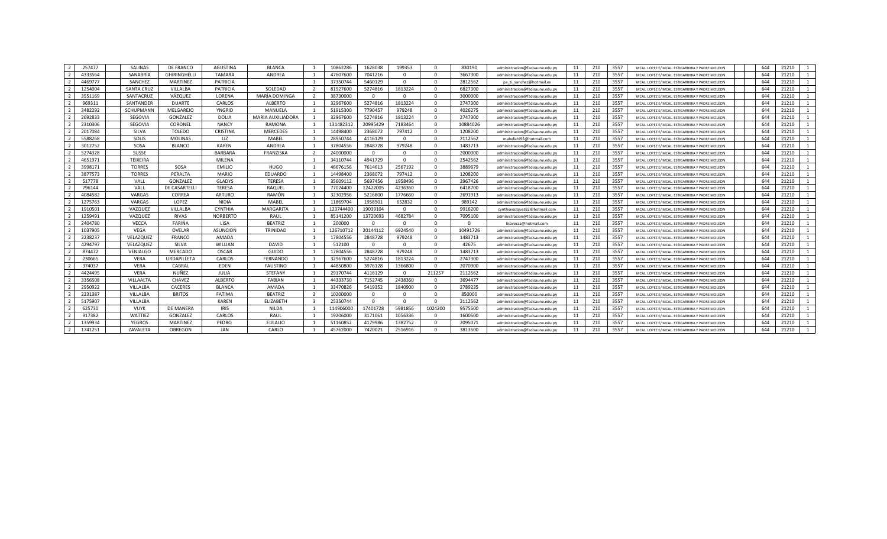| | | | | | | | | | | | | | | | | | | | | |
|---|---|---|---|---|---|---|---|---|---|---|---|---|---|---|---|---|---|---|---|---|
| 2 | 257477 | | SALINAS | DE FRANCO | AGUSTINA | BLANCA | 1 | 10862286 | 1628038 | 199353 | 0 | 830190 | administracion@facisaune.edu.py | 11 | 210 | 3557 | MCAL. LOPEZ E/ MCAL. ESTIGARRIBIA Y PADRE MOLEON | | 644 | 21210 | 1 |
| 2 | 4333564 | | SANABRIA | GHIRINGHELLI | TAMARA | ANDREA | 1 | 47607600 | 7041216 | 0 | 0 | 3667300 | administracion@facisaune.edu.py | 11 | 210 | 3557 | MCAL. LOPEZ E/ MCAL. ESTIGARRIBIA Y PADRE MOLEON | | 644 | 21210 | 1 |
| 2 | 4469777 | | SANCHEZ | MARTINEZ | PATRICIA | | 1 | 37350744 | 5460129 | 0 | 0 | 2812562 | pa_ti_sanchez@hotmail.es | 11 | 210 | 3557 | MCAL. LOPEZ E/ MCAL. ESTIGARRIBIA Y PADRE MOLEON | | 644 | 21210 | 1 |
| 2 | 1254004 | | SANTA CRUZ | VILLALBA | PATRICIA | SOLEDAD | 2 | 81927600 | 5274816 | 1813224 | 0 | 6827300 | administracion@facisaune.edu.py | 11 | 210 | 3557 | MCAL. LOPEZ E/ MCAL. ESTIGARRIBIA Y PADRE MOLEON | | 644 | 21210 | 1 |
| 2 | 3551169 | | SANTACRUZ | VÁZQUEZ | LORENA | MARÍA DOMINGA | 2 | 38730000 | 0 | 0 | 0 | 3000000 | administracion@facisaune.edu.py | 11 | 210 | 3557 | MCAL. LOPEZ E/ MCAL. ESTIGARRIBIA Y PADRE MOLEON | | 644 | 21210 | 1 |
| 2 | 969311 | | SANTANDER | DUARTE | CARLOS | ALBERTO | 1 | 32967600 | 5274816 | 1813224 | 0 | 2747300 | administracion@facisaune.edu.py | 11 | 210 | 3557 | MCAL. LOPEZ E/ MCAL. ESTIGARRIBIA Y PADRE MOLEON | | 644 | 21210 | 1 |
| 2 | 3482292 | | SCHUPMANN | MELGAREJO | YNGRID | MANUELA | 1 | 51915300 | 7790457 | 979248 | 0 | 4026275 | administracion@facisaune.edu.py | 11 | 210 | 3557 | MCAL. LOPEZ E/ MCAL. ESTIGARRIBIA Y PADRE MOLEON | | 644 | 21210 | 1 |
| 2 | 2692833 | | SEGOVIA | GONZALEZ | DOLIA | MARIA AUXILIADORA | 1 | 32967600 | 5274816 | 1813224 | 0 | 2747300 | administracion@facisaune.edu.py | 11 | 210 | 3557 | MCAL. LOPEZ E/ MCAL. ESTIGARRIBIA Y PADRE MOLEON | | 644 | 21210 | 1 |
| 2 | 2310306 | | SEGOVIA | CORONEL | NANCY | RAMONA | 1 | 131482312 | 20995429 | 7183464 | 0 | 10884026 | administracion@facisaune.edu.py | 11 | 210 | 3557 | MCAL. LOPEZ E/ MCAL. ESTIGARRIBIA Y PADRE MOLEON | | 644 | 21210 | 1 |
| 2 | 2017084 | | SILVA | TOLEDO | CRISTINA | MERCEDES | 1 | 14498400 | 2368072 | 797412 | 0 | 1208200 | administracion@facisaune.edu.py | 11 | 210 | 3557 | MCAL. LOPEZ E/ MCAL. ESTIGARRIBIA Y PADRE MOLEON | | 644 | 21210 | 1 |
| 2 | 5588268 | | SOLIS | MOLINAS | LIZ | MABEL | 1 | 28950744 | 4116129 | 0 | 0 | 2112562 | mabelichi95@hotmail.com | 11 | 210 | 3557 | MCAL. LOPEZ E/ MCAL. ESTIGARRIBIA Y PADRE MOLEON | | 644 | 21210 | 1 |
| 2 | 3012752 | | SOSA | BLANCO | KAREN | ANDREA | 1 | 37804556 | 2848728 | 979248 | 0 | 1483713 | administracion@facisaune.edu.py | 11 | 210 | 3557 | MCAL. LOPEZ E/ MCAL. ESTIGARRIBIA Y PADRE MOLEON | | 644 | 21210 | 1 |
| 2 | 5274328 | | SUSSE | | BARBARA | FRANZISKA | 2 | 24000000 | 0 | 0 | 0 | 2000000 | administracion@facisaune.edu.py | 11 | 210 | 3557 | MCAL. LOPEZ E/ MCAL. ESTIGARRIBIA Y PADRE MOLEON | | 644 | 21210 | 1 |
| 2 | 4651971 | | TEIXEIRA | | MILENA | | 1 | 34110744 | 4941729 | 0 | 0 | 2542562 | administracion@facisaune.edu.py | 11 | 210 | 3557 | MCAL. LOPEZ E/ MCAL. ESTIGARRIBIA Y PADRE MOLEON | | 644 | 21210 | 1 |
| 2 | 3998171 | | TORRES | SOSA | EMILIO | HUGO | 1 | 46676156 | 7614613 | 2567192 | 0 | 3889679 | administracion@facisaune.edu.py | 11 | 210 | 3557 | MCAL. LOPEZ E/ MCAL. ESTIGARRIBIA Y PADRE MOLEON | | 644 | 21210 | 1 |
| 2 | 3877573 | | TORRES | PERALTA | MARIO | EDUARDO | 1 | 14498400 | 2368072 | 797412 | 0 | 1208200 | administracion@facisaune.edu.py | 11 | 210 | 3557 | MCAL. LOPEZ E/ MCAL. ESTIGARRIBIA Y PADRE MOLEON | | 644 | 21210 | 1 |
| 2 | 517778 | | VALL | GONZALEZ | GLADYS | TERESA | 1 | 35609112 | 5697456 | 1958496 | 0 | 2967426 | administracion@facisaune.edu.py | 11 | 210 | 3557 | MCAL. LOPEZ E/ MCAL. ESTIGARRIBIA Y PADRE MOLEON | | 644 | 21210 | 1 |
| 2 | 796144 | | VALL | DE CASARTELLI | TERESA | RAQUEL | 1 | 77024400 | 12422005 | 4236360 | 0 | 6418700 | administracion@facisaune.edu.py | 11 | 210 | 3557 | MCAL. LOPEZ E/ MCAL. ESTIGARRIBIA Y PADRE MOLEON | | 644 | 21210 | 1 |
| 2 | 4084582 | | VARGAS | CORREA | ARTURO | RAMÓN | 1 | 32302956 | 5216800 | 1776660 | 0 | 2691913 | administracion@facisaune.edu.py | 11 | 210 | 3557 | MCAL. LOPEZ E/ MCAL. ESTIGARRIBIA Y PADRE MOLEON | | 644 | 21210 | 1 |
| 2 | 1275763 | | VARGAS | LOPEZ | NIDIA | MABEL | 1 | 11869704 | 1958501 | 652832 | 0 | 989142 | administracion@facisaune.edu.py | 11 | 210 | 3557 | MCAL. LOPEZ E/ MCAL. ESTIGARRIBIA Y PADRE MOLEON | | 644 | 21210 | 1 |
| 2 | 1910501 | | VAZQUEZ | VILLALBA | CYNTHIA | MARGARITA | 1 | 123744400 | 19039104 | 0 | 0 | 9916200 | cynthiavazquez82@hotmail.com | 11 | 210 | 3557 | MCAL. LOPEZ E/ MCAL. ESTIGARRIBIA Y PADRE MOLEON | | 644 | 21210 | 1 |
| 2 | 1259491 | | VAZQUEZ | RIVAS | NORBERTO | RAUL | 1 | 85141200 | 13720693 | 4682784 | 0 | 7095100 | administracion@facisaune.edu.py | 11 | 210 | 3557 | MCAL. LOPEZ E/ MCAL. ESTIGARRIBIA Y PADRE MOLEON | | 644 | 21210 | 1 |
| 2 | 2404780 | | VECCA | FARIÑA | LISA | BEATRIZ | 1 | 200000 | 0 | 0 | 0 | 0 | lisavecca@hotmail.com | 11 | 210 | 3557 | MCAL. LOPEZ E/ MCAL. ESTIGARRIBIA Y PADRE MOLEON | | 644 | 21210 | 1 |
| 2 | 1037905 | | VEGA | OVELAR | ASUNCION | TRINIDAD | 1 | 126710712 | 20144112 | 6924540 | 0 | 10491726 | administracion@facisaune.edu.py | 11 | 210 | 3557 | MCAL. LOPEZ E/ MCAL. ESTIGARRIBIA Y PADRE MOLEON | | 644 | 21210 | 1 |
| 2 | 2238237 | | VELAZQUEZ | FRANCO | AMADA | | 1 | 17804556 | 2848728 | 979248 | 0 | 1483713 | administracion@facisaune.edu.py | 11 | 210 | 3557 | MCAL. LOPEZ E/ MCAL. ESTIGARRIBIA Y PADRE MOLEON | | 644 | 21210 | 1 |
| 2 | 4294797 | | VELAZQUEZ | SILVA | WILLIAN | DAVID | 1 | 512100 | 0 | 0 | 0 | 42675 | administracion@facisaune.edu.py | 11 | 210 | 3557 | MCAL. LOPEZ E/ MCAL. ESTIGARRIBIA Y PADRE MOLEON | | 644 | 21210 | 1 |
| 2 | 874472 | | VENIALGO | MERCADO | OSCAR | GUIDO | 1 | 17804556 | 2848728 | 979248 | 0 | 1483713 | administracion@facisaune.edu.py | 11 | 210 | 3557 | MCAL. LOPEZ E/ MCAL. ESTIGARRIBIA Y PADRE MOLEON | | 644 | 21210 | 1 |
| 2 | 230665 | | VERA | URDAPILLETA | CARLOS | FERNANDO | 1 | 32967600 | 5274816 | 1813224 | 0 | 2747300 | administracion@facisaune.edu.py | 11 | 210 | 3557 | MCAL. LOPEZ E/ MCAL. ESTIGARRIBIA Y PADRE MOLEON | | 644 | 21210 | 1 |
| 2 | 374037 | | VERA | CABRAL | EDEN | FAUSTINO | 1 | 44850800 | 3976128 | 1366800 | 0 | 2070900 | administracion@facisaune.edu.py | 11 | 210 | 3557 | MCAL. LOPEZ E/ MCAL. ESTIGARRIBIA Y PADRE MOLEON | | 644 | 21210 | 1 |
| 2 | 4424495 | | VERA | NUÑEZ | JULIA | STEFANY | 1 | 29170744 | 4116129 | 0 | 211257 | 2112562 | administracion@facisaune.edu.py | 11 | 210 | 3557 | MCAL. LOPEZ E/ MCAL. ESTIGARRIBIA Y PADRE MOLEON | | 644 | 21210 | 1 |
| 2 | 3356508 | | VILLAALTA | CHAVEZ | ALBERTO | FABIAN | 1 | 44333730 | 7152745 | 2438360 | 0 | 3694477 | administracion@facisaune.edu.py | 11 | 210 | 3557 | MCAL. LOPEZ E/ MCAL. ESTIGARRIBIA Y PADRE MOLEON | | 644 | 21210 | 1 |
| 2 | 2950922 | | VILLALBA | CACERES | BLANCA | AMADA | 1 | 33470826 | 5419352 | 1840900 | 0 | 2789235 | administracion@facisaune.edu.py | 11 | 210 | 3557 | MCAL. LOPEZ E/ MCAL. ESTIGARRIBIA Y PADRE MOLEON | | 644 | 21210 | 1 |
| 2 | 2231387 | | VILLALBA | BRITOS | FATIMA | BEATRIZ | 3 | 10200000 | 0 | 0 | 0 | 850000 | administracion@facisaune.edu.py | 11 | 210 | 3557 | MCAL. LOPEZ E/ MCAL. ESTIGARRIBIA Y PADRE MOLEON | | 644 | 21210 | 1 |
| 2 | 5175907 | | VILLALBA | | KAREN | ELIZABETH | 3 | 25350744 | 0 | 0 | 0 | 2112562 | administracion@facisaune.edu.py | 11 | 210 | 3557 | MCAL. LOPEZ E/ MCAL. ESTIGARRIBIA Y PADRE MOLEON | | 644 | 21210 | 1 |
| 2 | 625730 | | VUYK | DE MANERA | IRIS | NILDA | 1 | 114906000 | 17401728 | 5981856 | 1024200 | 9575500 | administracion@facisaune.edu.py | 11 | 210 | 3557 | MCAL. LOPEZ E/ MCAL. ESTIGARRIBIA Y PADRE MOLEON | | 644 | 21210 | 1 |
| 2 | 917382 | | WATTIEZ | GONZALEZ | CARLOS | RAUL | 1 | 19206000 | 3171061 | 1056336 | 0 | 1600500 | administracion@facisaune.edu.py | 11 | 210 | 3557 | MCAL. LOPEZ E/ MCAL. ESTIGARRIBIA Y PADRE MOLEON | | 644 | 21210 | 1 |
| 2 | 1359934 | | YEGROS | MARTINEZ | PEDRO | EULALIO | 1 | 51160852 | 4179986 | 1382752 | 0 | 2095071 | administracion@facisaune.edu.py | 11 | 210 | 3557 | MCAL. LOPEZ E/ MCAL. ESTIGARRIBIA Y PADRE MOLEON | | 644 | 21210 | 1 |
| 2 | 1741251 | | ZAVALETA | OBREGON | JAN | CARLO | 1 | 45762000 | 7420021 | 2516916 | 0 | 3813500 | administracion@facisaune.edu.py | 11 | 210 | 3557 | MCAL. LOPEZ E/ MCAL. ESTIGARRIBIA Y PADRE MOLEON | | 644 | 21210 | 1 |